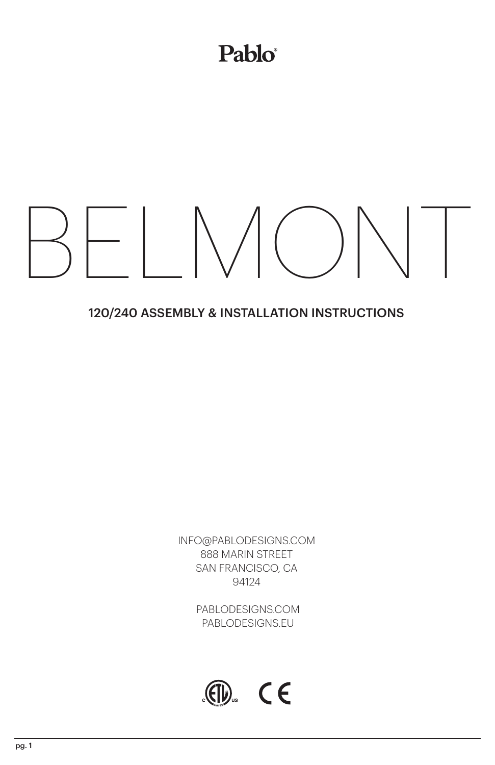Pablo®

# BELMONT

## 120/240 ASSEMBLY & INSTALLATION INSTRUCTIONS

INFO@PABLODESIGNS.COM
888 MARIN STREET
SAN FRANCISCO, CA
94124

PABLODESIGNS.COM
PABLODESIGNS.EU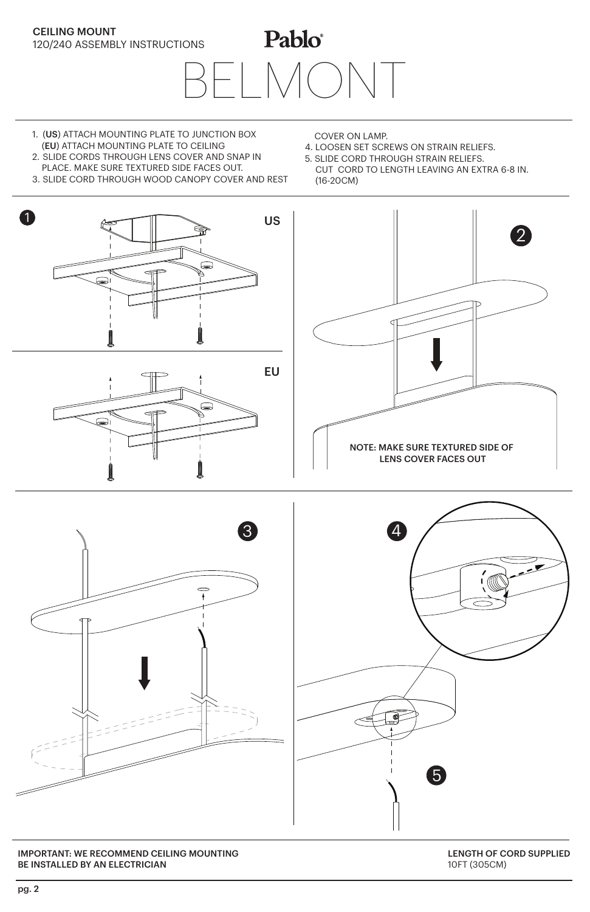**CEILING MOUNT**
120/240 ASSEMBLY INSTRUCTIONS

Pablo®

# BELMONT

1. (**US**) ATTACH MOUNTING PLATE TO JUNCTION BOX
   (**EU**) ATTACH MOUNTING PLATE TO CEILING
2. SLIDE CORDS THROUGH LENS COVER AND SNAP IN PLACE. MAKE SURE TEXTURED SIDE FACES OUT.
3. SLIDE CORD THROUGH WOOD CANOPY COVER AND REST COVER ON LAMP.
4. LOOSEN SET SCREWS ON STRAIN RELIEFS.
5. SLIDE CORD THROUGH STRAIN RELIEFS.
   CUT CORD TO LENGTH LEAVING AN EXTRA 6-8 IN. (16-20CM)

1 US

EU

2

NOTE: MAKE SURE TEXTURED SIDE OF LENS COVER FACES OUT

3

4

5

**IMPORTANT: WE RECOMMEND CEILING MOUNTING BE INSTALLED BY AN ELECTRICIAN**

**LENGTH OF CORD SUPPLIED**
10FT (305CM)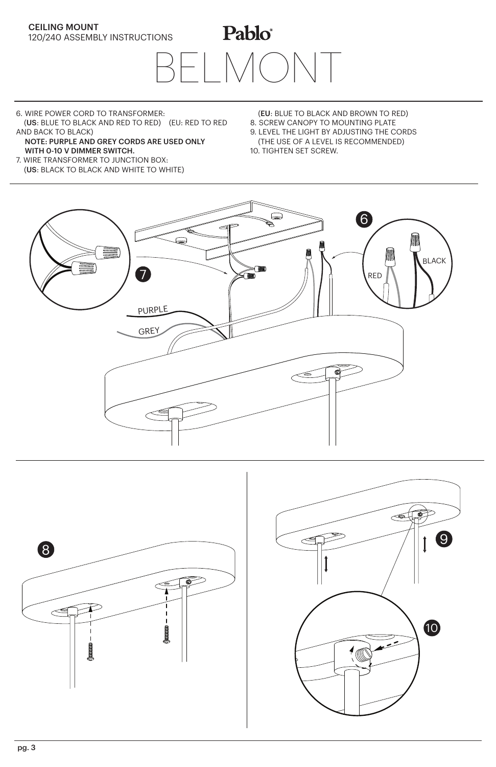**CEILING MOUNT**
120/240 ASSEMBLY INSTRUCTIONS

**Pablo®**

# BELMONT

6. WIRE POWER CORD TO TRANSFORMER:
   (**US**: BLUE TO BLACK AND RED TO RED) (EU: RED TO RED AND BACK TO BLACK)
   **NOTE: PURPLE AND GREY CORDS ARE USED ONLY WITH 0-10 V DIMMER SWITCH.**
7. WIRE TRANSFORMER TO JUNCTION BOX:
   (**US**: BLACK TO BLACK AND WHITE TO WHITE)
   (**EU**: BLUE TO BLACK AND BROWN TO RED)
8. SCREW CANOPY TO MOUNTING PLATE
9. LEVEL THE LIGHT BY ADJUSTING THE CORDS (THE USE OF A LEVEL IS RECOMMENDED)
10. TIGHTEN SET SCREW.

6 7 RED BLACK PURPLE GREY

8

9

10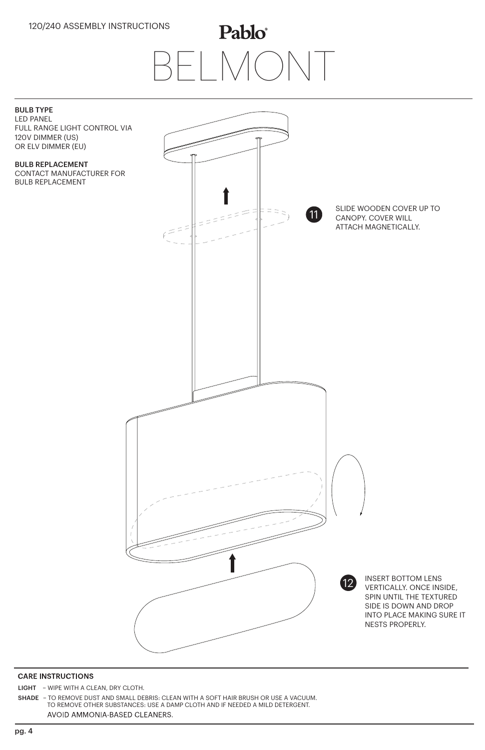120/240 ASSEMBLY INSTRUCTIONS

Pablo®

# BELMONT

**BULB TYPE**
LED PANEL
FULL RANGE LIGHT CONTROL VIA
120V DIMMER (US)
OR ELV DIMMER (EU)

**BULB REPLACEMENT**
CONTACT MANUFACTURER FOR
BULB REPLACEMENT

11 SLIDE WOODEN COVER UP TO CANOPY. COVER WILL ATTACH MAGNETICALLY.

12 INSERT BOTTOM LENS VERTICALLY. ONCE INSIDE, SPIN UNTIL THE TEXTURED SIDE IS DOWN AND DROP INTO PLACE MAKING SURE IT NESTS PROPERLY.

**CARE INSTRUCTIONS**

**LIGHT** – WIPE WITH A CLEAN, DRY CLOTH.

**SHADE** – TO REMOVE DUST AND SMALL DEBRIS: CLEAN WITH A SOFT HAIR BRUSH OR USE A VACUUM.
TO REMOVE OTHER SUBSTANCES: USE A DAMP CLOTH AND IF NEEDED A MILD DETERGENT.
AVOID AMMONIA-BASED CLEANERS.